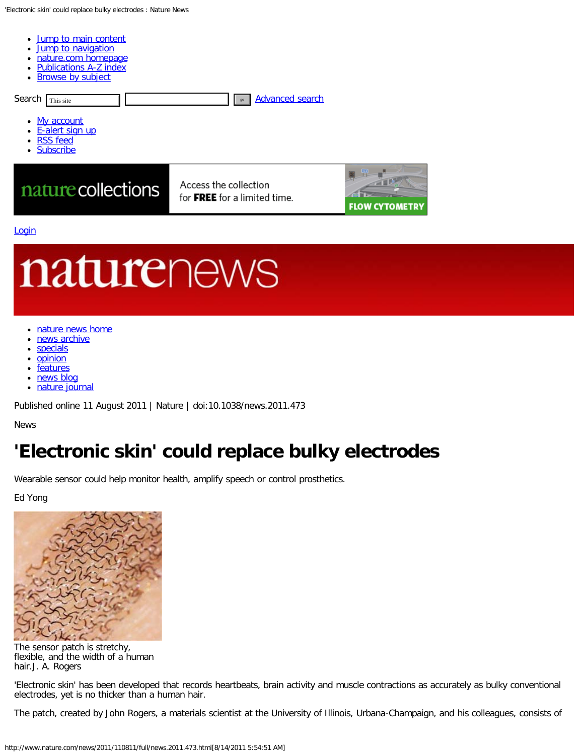- Jump to main content
- Jump to navigation
- nature.com homepage
- Publications A-Z index
- Browse by subject

Search This site go Advanced search

- My account
- E-alert sign up
- RSS feed
- Subscribe

nature collections Access the collection for **FREE** for a limited time. FLOW CYTOMETRY

Login

naturenews

- nature news home
- news archive
- specials
- opinion
- features
- news blog
- nature journal

Published online 11 August 2011 | Nature | doi:10.1038/news.2011.473

News

# 'Electronic skin' could replace bulky electrodes

Wearable sensor could help monitor health, amplify speech or control prosthetics.

Ed Yong

The sensor patch is stretchy, flexible, and the width of a human hair.J. A. Rogers

'Electronic skin' has been developed that records heartbeats, brain activity and muscle contractions as accurately as bulky conventional electrodes, yet is no thicker than a human hair.

The patch, created by John Rogers, a materials scientist at the University of Illinois, Urbana-Champaign, and his colleagues, consists of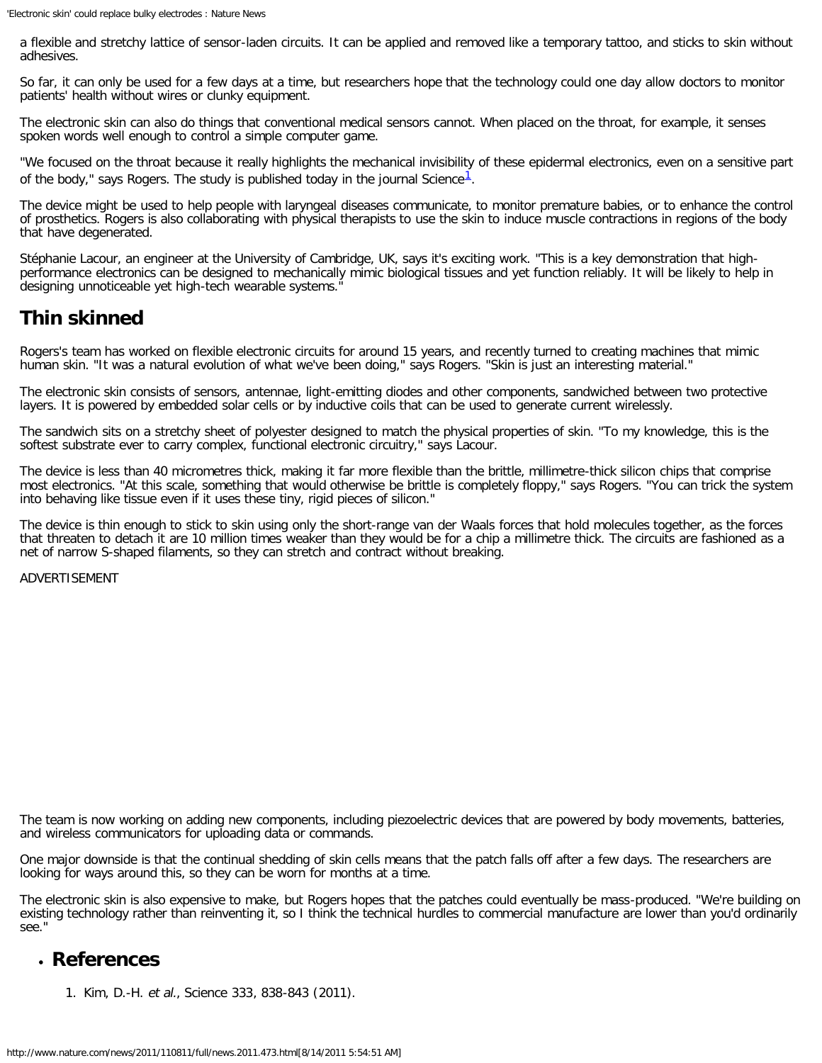a flexible and stretchy lattice of sensor-laden circuits. It can be applied and removed like a temporary tattoo, and sticks to skin without adhesives.

So far, it can only be used for a few days at a time, but researchers hope that the technology could one day allow doctors to monitor patients' health without wires or clunky equipment.

The electronic skin can also do things that conventional medical sensors cannot. When placed on the throat, for example, it senses spoken words well enough to control a simple computer game.

"We focused on the throat because it really highlights the mechanical invisibility of these epidermal electronics, even on a sensitive part of the body," says Rogers. The study is published today in the journal Science[1].

The device might be used to help people with laryngeal diseases communicate, to monitor premature babies, or to enhance the control of prosthetics. Rogers is also collaborating with physical therapists to use the skin to induce muscle contractions in regions of the body that have degenerated.

Stéphanie Lacour, an engineer at the University of Cambridge, UK, says it's exciting work. "This is a key demonstration that high-performance electronics can be designed to mechanically mimic biological tissues and yet function reliably. It will be likely to help in designing unnoticeable yet high-tech wearable systems."

## Thin skinned

Rogers's team has worked on flexible electronic circuits for around 15 years, and recently turned to creating machines that mimic human skin. "It was a natural evolution of what we've been doing," says Rogers. "Skin is just an interesting material."

The electronic skin consists of sensors, antennae, light-emitting diodes and other components, sandwiched between two protective layers. It is powered by embedded solar cells or by inductive coils that can be used to generate current wirelessly.

The sandwich sits on a stretchy sheet of polyester designed to match the physical properties of skin. "To my knowledge, this is the softest substrate ever to carry complex, functional electronic circuitry," says Lacour.

The device is less than 40 micrometres thick, making it far more flexible than the brittle, millimetre-thick silicon chips that comprise most electronics. "At this scale, something that would otherwise be brittle is completely floppy," says Rogers. "You can trick the system into behaving like tissue even if it uses these tiny, rigid pieces of silicon."

The device is thin enough to stick to skin using only the short-range van der Waals forces that hold molecules together, as the forces that threaten to detach it are 10 million times weaker than they would be for a chip a millimetre thick. The circuits are fashioned as a net of narrow S-shaped filaments, so they can stretch and contract without breaking.

ADVERTISEMENT

The team is now working on adding new components, including piezoelectric devices that are powered by body movements, batteries, and wireless communicators for uploading data or commands.

One major downside is that the continual shedding of skin cells means that the patch falls off after a few days. The researchers are looking for ways around this, so they can be worn for months at a time.

The electronic skin is also expensive to make, but Rogers hopes that the patches could eventually be mass-produced. "We're building on existing technology rather than reinventing it, so I think the technical hurdles to commercial manufacture are lower than you'd ordinarily see."

## References

1. Kim, D.-H. *et al.*, Science 333, 838-843 (2011).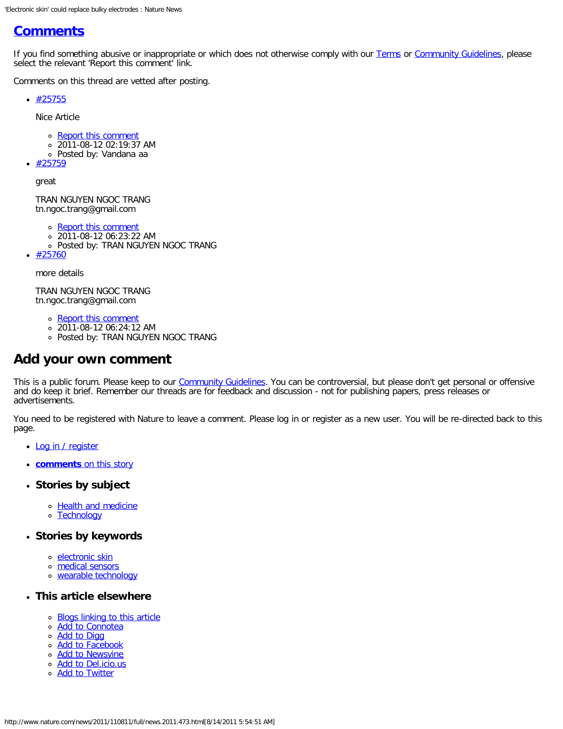## [Comments](#)

If you find something abusive or inappropriate or which does not otherwise comply with our [Terms](#) or [Community Guidelines](#), please select the relevant 'Report this comment' link.

Comments on this thread are vetted after posting.

- [#25755](#)

  Nice Article

  - [Report this comment](#)
  - 2011-08-12 02:19:37 AM
  - Posted by: Vandana aa
- [#25759](#)

  great

  TRAN NGUYEN NGOC TRANG
  tn.ngoc.trang@gmail.com

  - [Report this comment](#)
  - 2011-08-12 06:23:22 AM
  - Posted by: TRAN NGUYEN NGOC TRANG
- [#25760](#)

  more details

  TRAN NGUYEN NGOC TRANG
  tn.ngoc.trang@gmail.com

  - [Report this comment](#)
  - 2011-08-12 06:24:12 AM
  - Posted by: TRAN NGUYEN NGOC TRANG

## Add your own comment

This is a public forum. Please keep to our [Community Guidelines](#). You can be controversial, but please don't get personal or offensive and do keep it brief. Remember our threads are for feedback and discussion - not for publishing papers, press releases or advertisements.

You need to be registered with Nature to leave a comment. Please log in or register as a new user. You will be re-directed back to this page.

- [Log in / register](#)
- [**comments** on this story](#)
- ### Stories by subject
  - [Health and medicine](#)
  - [Technology](#)
- ### Stories by keywords
  - [electronic skin](#)
  - [medical sensors](#)
  - [wearable technology](#)
- ### This article elsewhere
  - [Blogs linking to this article](#)
  - [Add to Connotea](#)
  - [Add to Digg](#)
  - [Add to Facebook](#)
  - [Add to Newsvine](#)
  - [Add to Del.icio.us](#)
  - [Add to Twitter](#)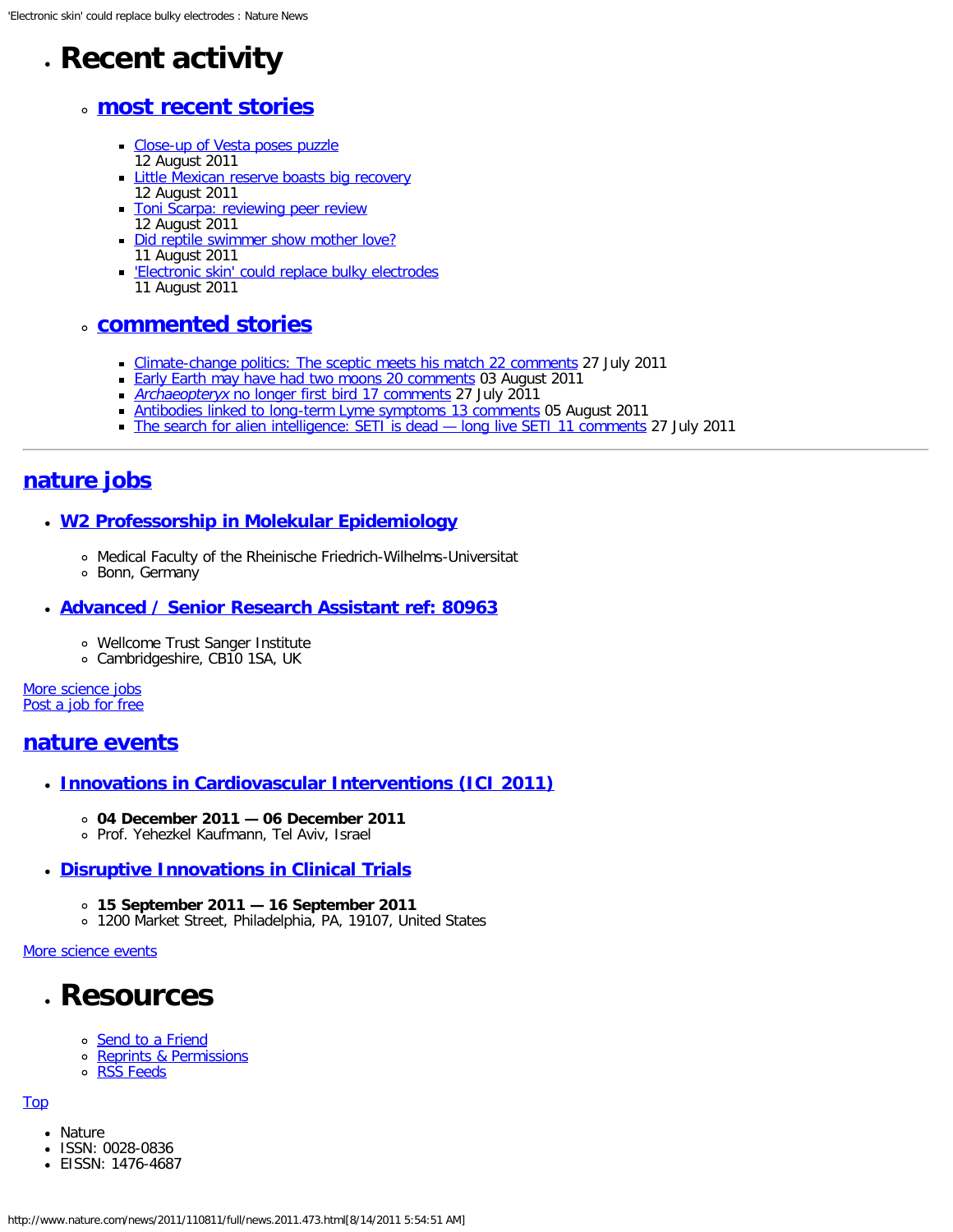- # Recent activity

  - ## most recent stories

    - Close-up of Vesta poses puzzle
      12 August 2011
    - Little Mexican reserve boasts big recovery
      12 August 2011
    - Toni Scarpa: reviewing peer review
      12 August 2011
    - Did reptile swimmer show mother love?
      11 August 2011
    - 'Electronic skin' could replace bulky electrodes
      11 August 2011

  - ## commented stories

    - Climate-change politics: The sceptic meets his match 22 comments 27 July 2011
    - Early Earth may have had two moons 20 comments 03 August 2011
    - *Archaeopteryx* no longer first bird 17 comments 27 July 2011
    - Antibodies linked to long-term Lyme symptoms 13 comments 05 August 2011
    - The search for alien intelligence: SETI is dead — long live SETI 11 comments 27 July 2011

---

## nature jobs

- ### W2 Professorship in Molekular Epidemiology
  - Medical Faculty of the Rheinische Friedrich-Wilhelms-Universitat
  - Bonn, Germany
- ### Advanced / Senior Research Assistant ref: 80963
  - Wellcome Trust Sanger Institute
  - Cambridgeshire, CB10 1SA, UK

More science jobs
Post a job for free

## nature events

- ### Innovations in Cardiovascular Interventions (ICI 2011)
  - **04 December 2011 — 06 December 2011**
  - Prof. Yehezkel Kaufmann, Tel Aviv, Israel
- ### Disruptive Innovations in Clinical Trials
  - **15 September 2011 — 16 September 2011**
  - 1200 Market Street, Philadelphia, PA, 19107, United States

More science events

- # Resources
  - Send to a Friend
  - Reprints & Permissions
  - RSS Feeds

Top

- Nature
- ISSN: 0028-0836
- EISSN: 1476-4687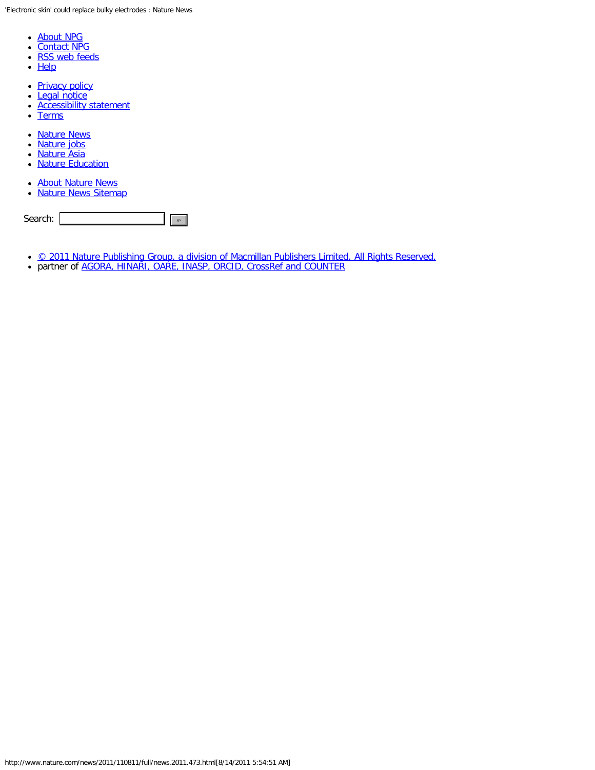- About NPG
- Contact NPG
- RSS web feeds
- Help

- Privacy policy
- Legal notice
- Accessibility statement
- Terms

- Nature News
- Nature jobs
- Nature Asia
- Nature Education

- About Nature News
- Nature News Sitemap

Search: go

- © 2011 Nature Publishing Group, a division of Macmillan Publishers Limited. All Rights Reserved.
- partner of AGORA, HINARI, OARE, INASP, ORCID, CrossRef and COUNTER